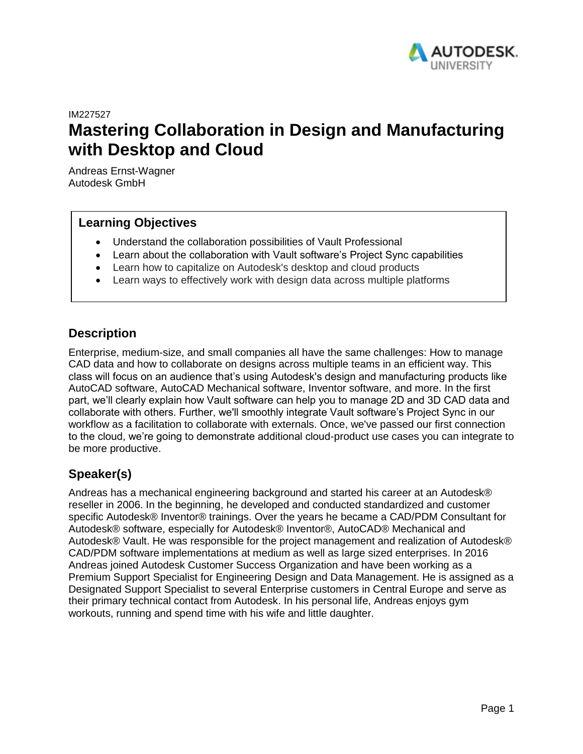IM227527

# Mastering Collaboration in Design and Manufacturing with Desktop and Cloud

Andreas Ernst-Wagner
Autodesk GmbH

## Learning Objectives

- Understand the collaboration possibilities of Vault Professional
- Learn about the collaboration with Vault software's Project Sync capabilities
- Learn how to capitalize on Autodesk's desktop and cloud products
- Learn ways to effectively work with design data across multiple platforms

## Description

Enterprise, medium-size, and small companies all have the same challenges: How to manage CAD data and how to collaborate on designs across multiple teams in an efficient way. This class will focus on an audience that's using Autodesk's design and manufacturing products like AutoCAD software, AutoCAD Mechanical software, Inventor software, and more. In the first part, we'll clearly explain how Vault software can help you to manage 2D and 3D CAD data and collaborate with others. Further, we'll smoothly integrate Vault software's Project Sync in our workflow as a facilitation to collaborate with externals. Once, we've passed our first connection to the cloud, we're going to demonstrate additional cloud-product use cases you can integrate to be more productive.

## Speaker(s)

Andreas has a mechanical engineering background and started his career at an Autodesk® reseller in 2006. In the beginning, he developed and conducted standardized and customer specific Autodesk® Inventor® trainings. Over the years he became a CAD/PDM Consultant for Autodesk® software, especially for Autodesk® Inventor®, AutoCAD® Mechanical and Autodesk® Vault. He was responsible for the project management and realization of Autodesk® CAD/PDM software implementations at medium as well as large sized enterprises. In 2016 Andreas joined Autodesk Customer Success Organization and have been working as a Premium Support Specialist for Engineering Design and Data Management. He is assigned as a Designated Support Specialist to several Enterprise customers in Central Europe and serve as their primary technical contact from Autodesk. In his personal life, Andreas enjoys gym workouts, running and spend time with his wife and little daughter.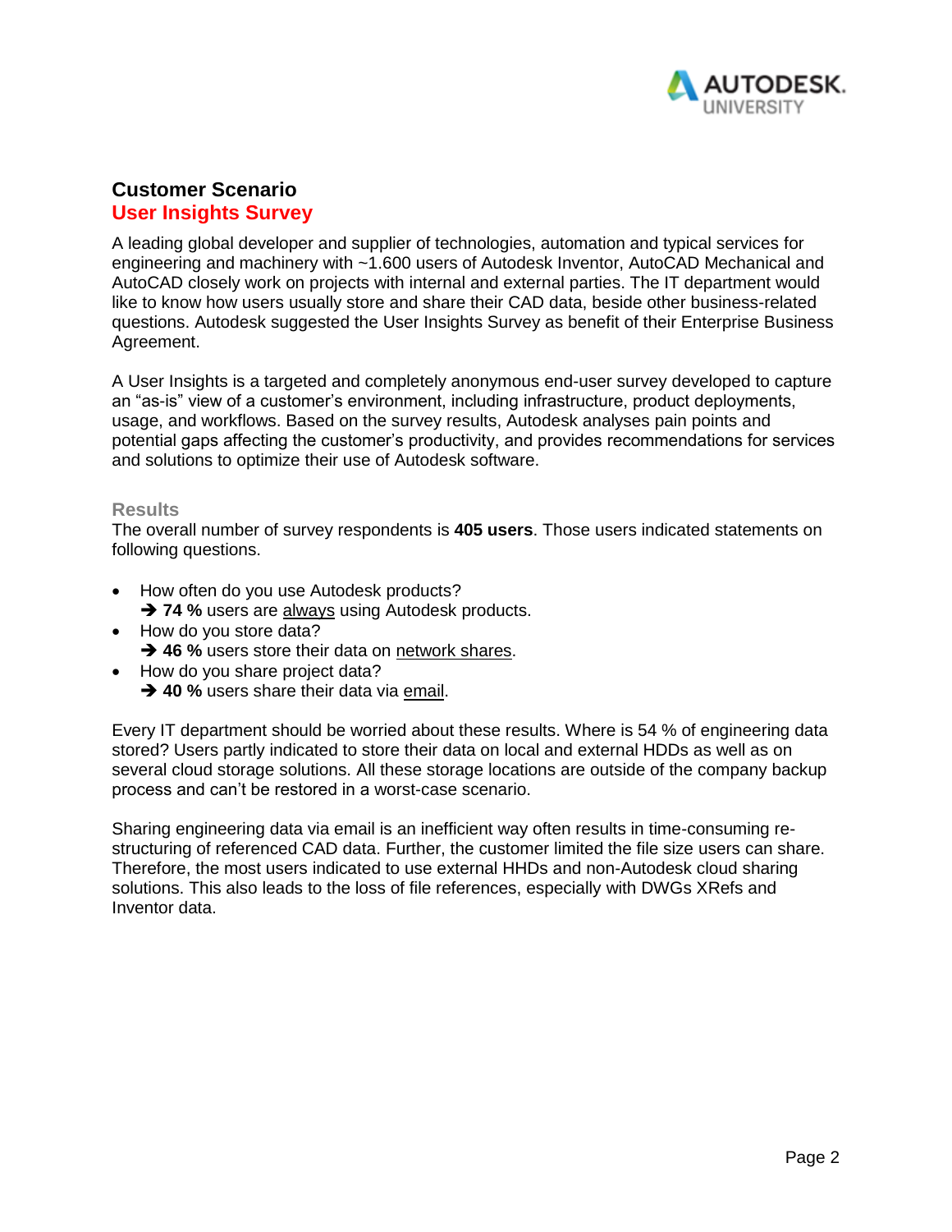## Customer Scenario

## User Insights Survey

A leading global developer and supplier of technologies, automation and typical services for engineering and machinery with ~1.600 users of Autodesk Inventor, AutoCAD Mechanical and AutoCAD closely work on projects with internal and external parties. The IT department would like to know how users usually store and share their CAD data, beside other business-related questions. Autodesk suggested the User Insights Survey as benefit of their Enterprise Business Agreement.

A User Insights is a targeted and completely anonymous end-user survey developed to capture an “as-is” view of a customer’s environment, including infrastructure, product deployments, usage, and workflows. Based on the survey results, Autodesk analyses pain points and potential gaps affecting the customer’s productivity, and provides recommendations for services and solutions to optimize their use of Autodesk software.

### Results

The overall number of survey respondents is **405 users**. Those users indicated statements on following questions.

- How often do you use Autodesk products?
  ➔ **74 %** users are always using Autodesk products.
- How do you store data?
  ➔ **46 %** users store their data on network shares.
- How do you share project data?
  ➔ **40 %** users share their data via email.

Every IT department should be worried about these results. Where is 54 % of engineering data stored? Users partly indicated to store their data on local and external HDDs as well as on several cloud storage solutions. All these storage locations are outside of the company backup process and can’t be restored in a worst-case scenario.

Sharing engineering data via email is an inefficient way often results in time-consuming re-structuring of referenced CAD data. Further, the customer limited the file size users can share. Therefore, the most users indicated to use external HHDs and non-Autodesk cloud sharing solutions. This also leads to the loss of file references, especially with DWGs XRefs and Inventor data.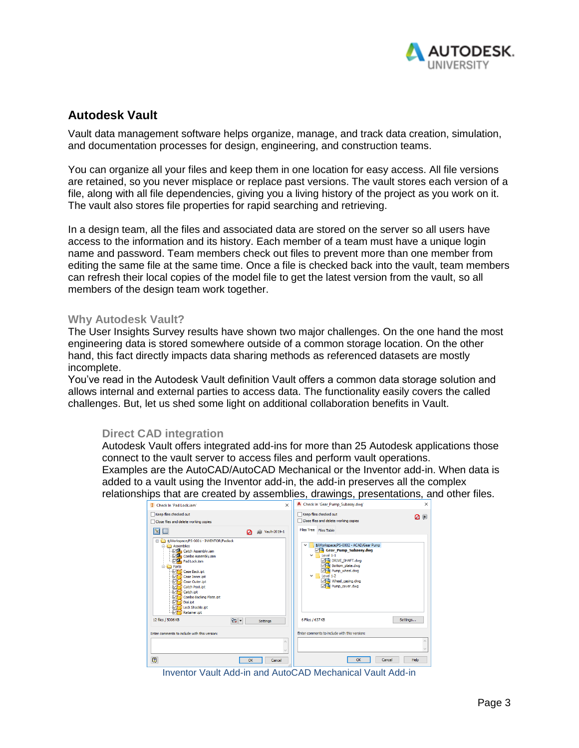## Autodesk Vault

Vault data management software helps organize, manage, and track data creation, simulation, and documentation processes for design, engineering, and construction teams.

You can organize all your files and keep them in one location for easy access. All file versions are retained, so you never misplace or replace past versions. The vault stores each version of a file, along with all file dependencies, giving you a living history of the project as you work on it. The vault also stores file properties for rapid searching and retrieving.

In a design team, all the files and associated data are stored on the server so all users have access to the information and its history. Each member of a team must have a unique login name and password. Team members check out files to prevent more than one member from editing the same file at the same time. Once a file is checked back into the vault, team members can refresh their local copies of the model file to get the latest version from the vault, so all members of the design team work together.

### Why Autodesk Vault?

The User Insights Survey results have shown two major challenges. On the one hand the most engineering data is stored somewhere outside of a common storage location. On the other hand, this fact directly impacts data sharing methods as referenced datasets are mostly incomplete.
You've read in the Autodesk Vault definition Vault offers a common data storage solution and allows internal and external parties to access data. The functionality easily covers the called challenges. But, let us shed some light on additional collaboration benefits in Vault.

#### Direct CAD integration

Autodesk Vault offers integrated add-ins for more than 25 Autodesk applications those connect to the vault server to access files and perform vault operations.
Examples are the AutoCAD/AutoCAD Mechanical or the Inventor add-in. When data is added to a vault using the Inventor add-in, the add-in preserves all the complex relationships that are created by assemblies, drawings, presentations, and other files.

Inventor Vault Add-in and AutoCAD Mechanical Vault Add-in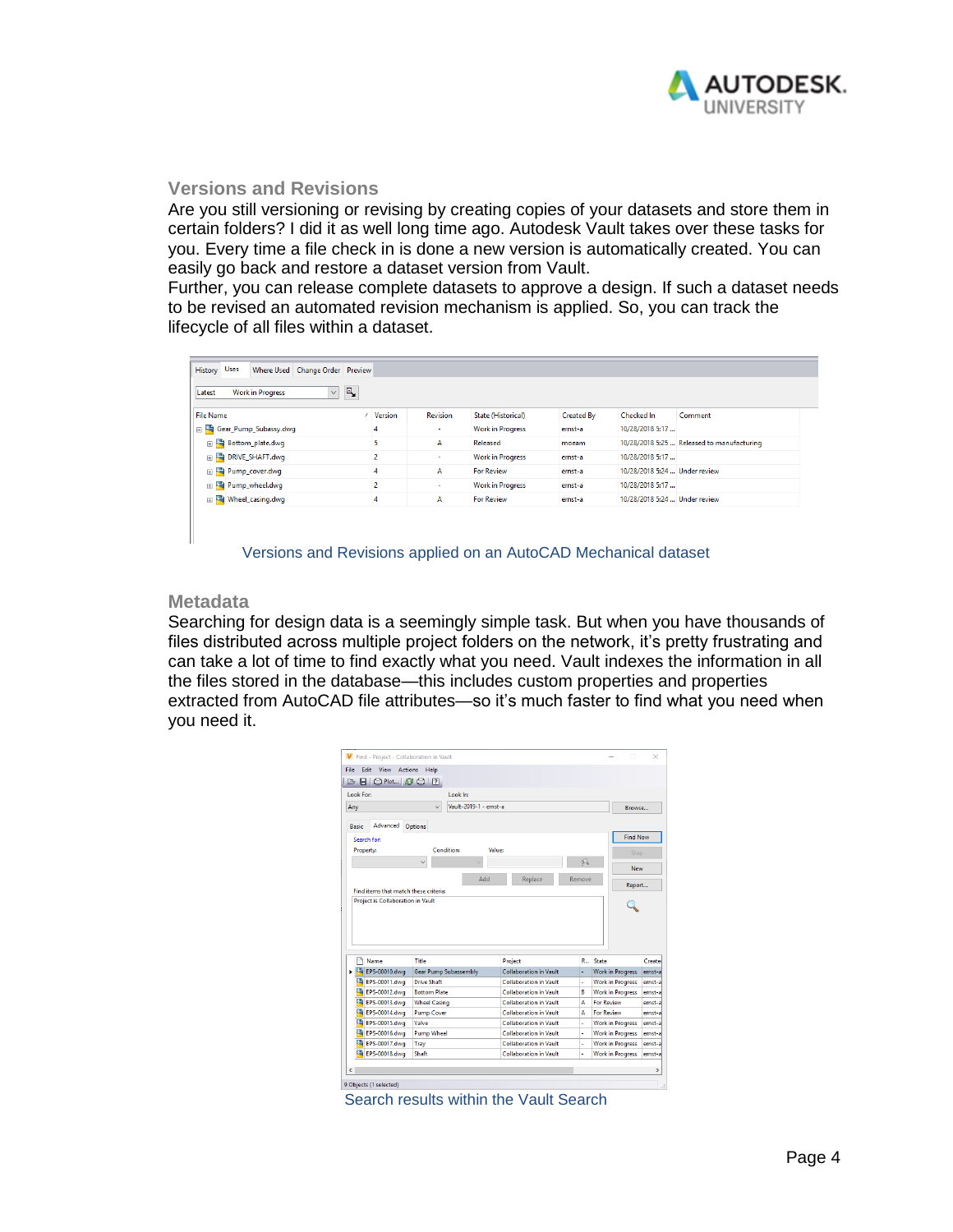## Versions and Revisions

Are you still versioning or revising by creating copies of your datasets and store them in certain folders? I did it as well long time ago. Autodesk Vault takes over these tasks for you. Every time a file check in is done a new version is automatically created. You can easily go back and restore a dataset version from Vault.

Further, you can release complete datasets to approve a design. If such a dataset needs to be revised an automated revision mechanism is applied. So, you can track the lifecycle of all files within a dataset.

Versions and Revisions applied on an AutoCAD Mechanical dataset

## Metadata

Searching for design data is a seemingly simple task. But when you have thousands of files distributed across multiple project folders on the network, it's pretty frustrating and can take a lot of time to find exactly what you need. Vault indexes the information in all the files stored in the database—this includes custom properties and properties extracted from AutoCAD file attributes—so it's much faster to find what you need when you need it.

Search results within the Vault Search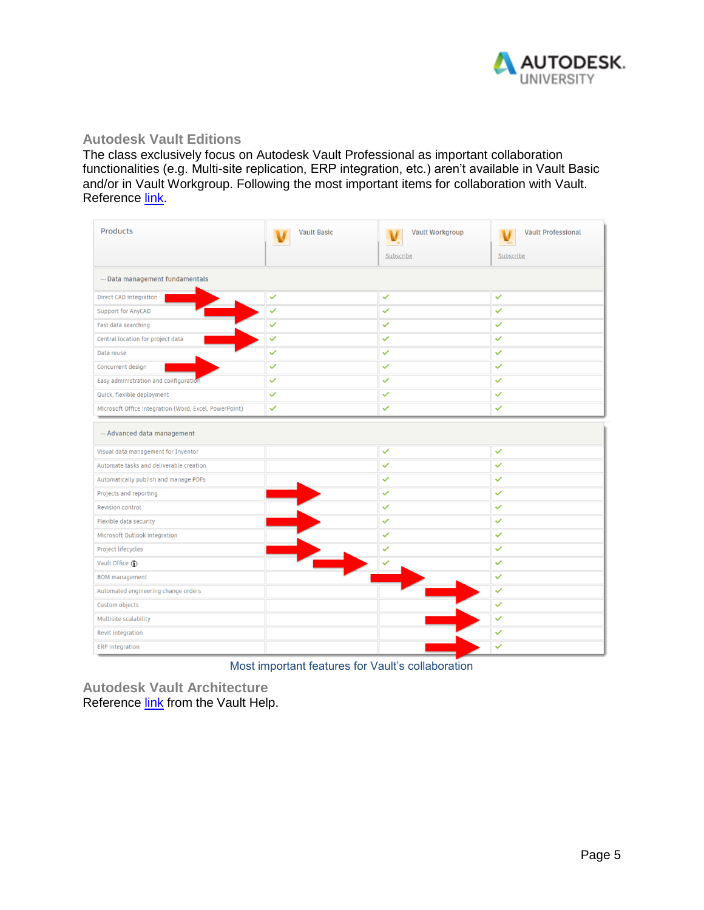## Autodesk Vault Editions

The class exclusively focus on Autodesk Vault Professional as important collaboration functionalities (e.g. Multi-site replication, ERP integration, etc.) aren't available in Vault Basic and/or in Vault Workgroup. Following the most important items for collaboration with Vault. Reference link.

| Products | Vault Basic | Vault Workgroup | Vault Professional |
|---|---|---|---|
| | | Subscribe | Subscribe |
| — Data management fundamentals | | | |
| Direct CAD integration | ✓ | ✓ | ✓ |
| Support for AnyCAD | ✓ | ✓ | ✓ |
| Fast data searching | ✓ | ✓ | ✓ |
| Central location for project data | ✓ | ✓ | ✓ |
| Data reuse | ✓ | ✓ | ✓ |
| Concurrent design | ✓ | ✓ | ✓ |
| Easy administration and configuration | ✓ | ✓ | ✓ |
| Quick, flexible deployment | ✓ | ✓ | ✓ |
| Microsoft Office integration (Word, Excel, PowerPoint) | ✓ | ✓ | ✓ |
| — Advanced data management | | | |
| Visual data management for Inventor | | ✓ | ✓ |
| Automate tasks and deliverable creation | | ✓ | ✓ |
| Automatically publish and manage PDFs | | ✓ | ✓ |
| Projects and reporting | | ✓ | ✓ |
| Revision control | | ✓ | ✓ |
| Flexible data security | | ✓ | ✓ |
| Microsoft Outlook integration | | ✓ | ✓ |
| Project lifecycles | | ✓ | ✓ |
| Vault Office | | ✓ | ✓ |
| BOM management | | | ✓ |
| Automated engineering change orders | | | ✓ |
| Custom objects | | | ✓ |
| Multisite scalability | | | ✓ |
| Revit integration | | | ✓ |
| ERP integration | | | ✓ |

Most important features for Vault's collaboration

## Autodesk Vault Architecture

Reference link from the Vault Help.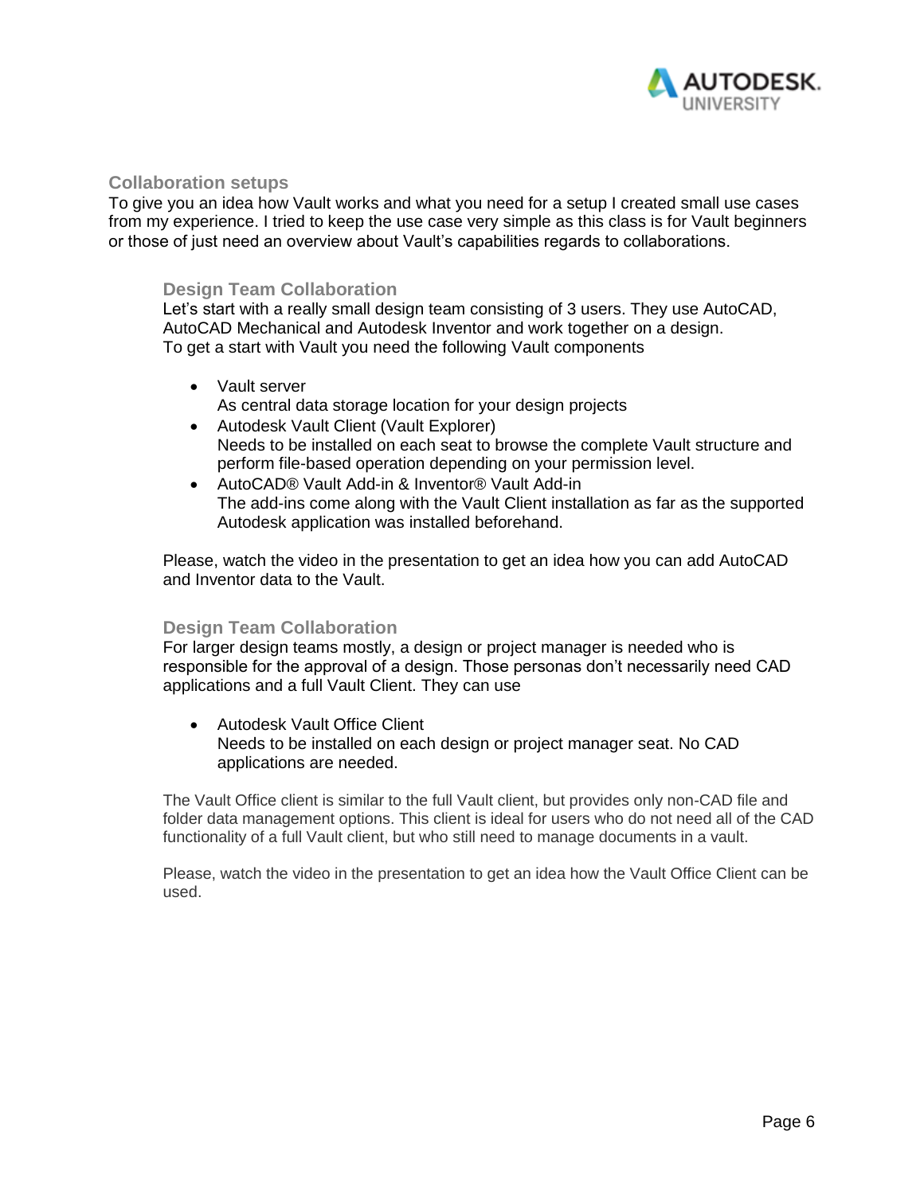## Collaboration setups

To give you an idea how Vault works and what you need for a setup I created small use cases from my experience. I tried to keep the use case very simple as this class is for Vault beginners or those of just need an overview about Vault's capabilities regards to collaborations.

### Design Team Collaboration

Let's start with a really small design team consisting of 3 users. They use AutoCAD, AutoCAD Mechanical and Autodesk Inventor and work together on a design.
To get a start with Vault you need the following Vault components

- Vault server
  As central data storage location for your design projects
- Autodesk Vault Client (Vault Explorer)
  Needs to be installed on each seat to browse the complete Vault structure and perform file-based operation depending on your permission level.
- AutoCAD® Vault Add-in & Inventor® Vault Add-in
  The add-ins come along with the Vault Client installation as far as the supported Autodesk application was installed beforehand.

Please, watch the video in the presentation to get an idea how you can add AutoCAD and Inventor data to the Vault.

### Design Team Collaboration

For larger design teams mostly, a design or project manager is needed who is responsible for the approval of a design. Those personas don't necessarily need CAD applications and a full Vault Client. They can use

- Autodesk Vault Office Client
  Needs to be installed on each design or project manager seat. No CAD applications are needed.

The Vault Office client is similar to the full Vault client, but provides only non-CAD file and folder data management options. This client is ideal for users who do not need all of the CAD functionality of a full Vault client, but who still need to manage documents in a vault.

Please, watch the video in the presentation to get an idea how the Vault Office Client can be used.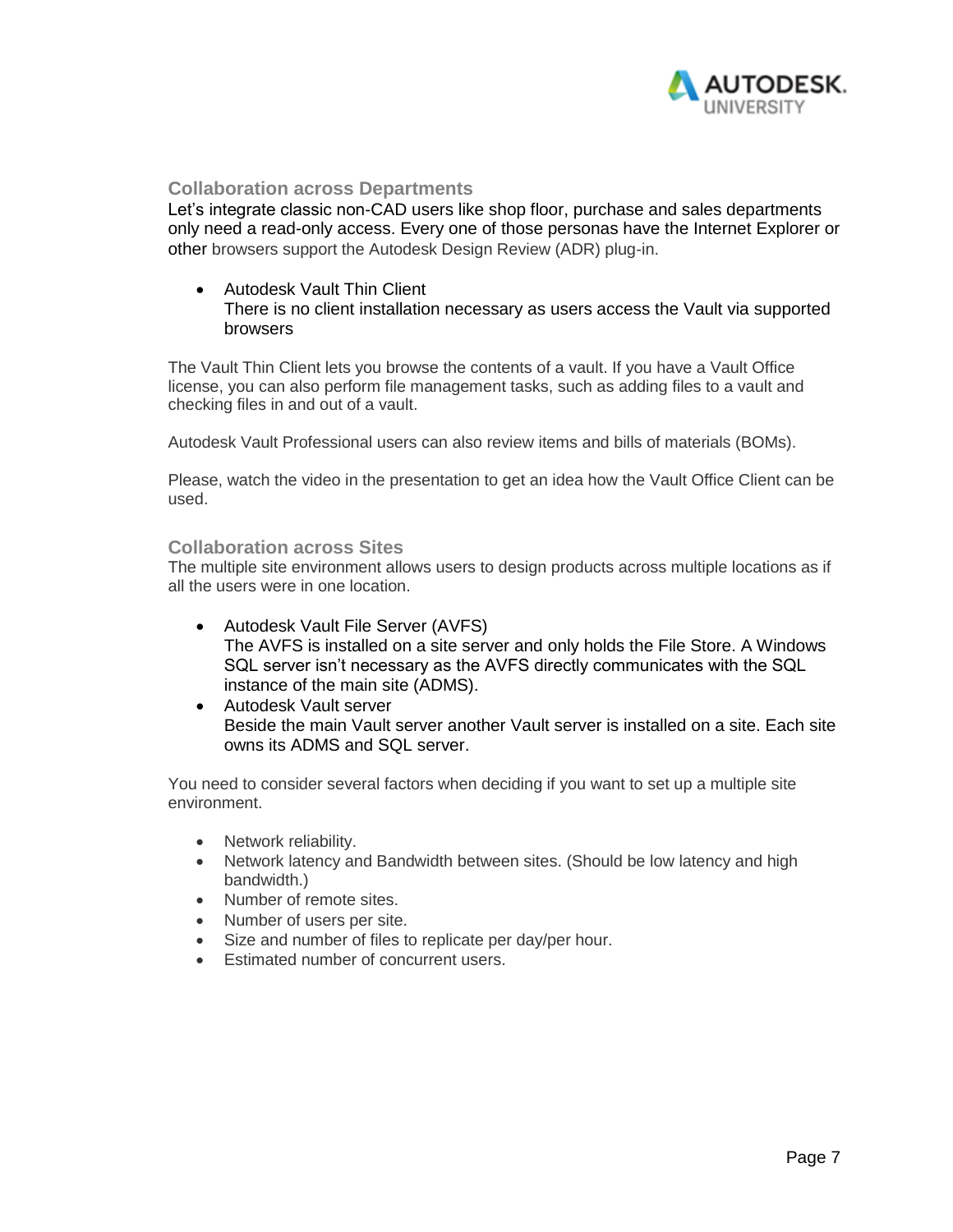### Collaboration across Departments

Let's integrate classic non-CAD users like shop floor, purchase and sales departments only need a read-only access. Every one of those personas have the Internet Explorer or other browsers support the Autodesk Design Review (ADR) plug-in.

- Autodesk Vault Thin Client
  There is no client installation necessary as users access the Vault via supported browsers

The Vault Thin Client lets you browse the contents of a vault. If you have a Vault Office license, you can also perform file management tasks, such as adding files to a vault and checking files in and out of a vault.

Autodesk Vault Professional users can also review items and bills of materials (BOMs).

Please, watch the video in the presentation to get an idea how the Vault Office Client can be used.

### Collaboration across Sites

The multiple site environment allows users to design products across multiple locations as if all the users were in one location.

- Autodesk Vault File Server (AVFS)
  The AVFS is installed on a site server and only holds the File Store. A Windows SQL server isn't necessary as the AVFS directly communicates with the SQL instance of the main site (ADMS).
- Autodesk Vault server
  Beside the main Vault server another Vault server is installed on a site. Each site owns its ADMS and SQL server.

You need to consider several factors when deciding if you want to set up a multiple site environment.

- Network reliability.
- Network latency and Bandwidth between sites. (Should be low latency and high bandwidth.)
- Number of remote sites.
- Number of users per site.
- Size and number of files to replicate per day/per hour.
- Estimated number of concurrent users.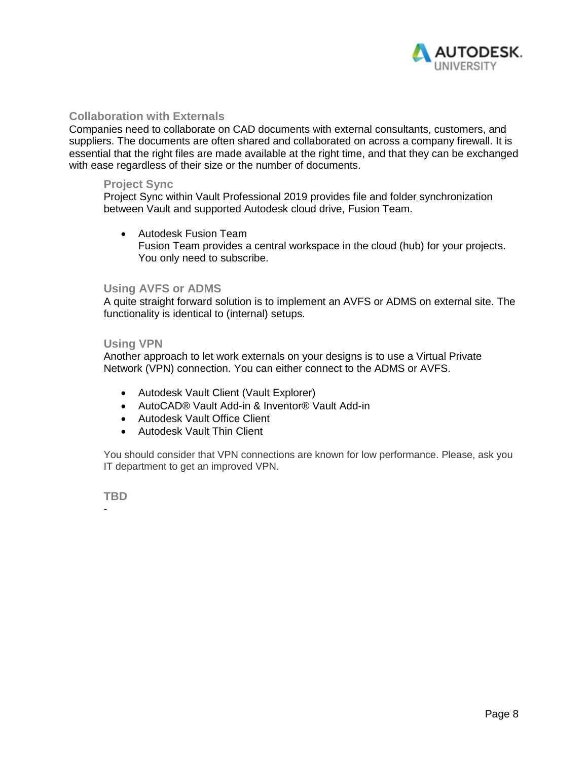## Collaboration with Externals

Companies need to collaborate on CAD documents with external consultants, customers, and suppliers. The documents are often shared and collaborated on across a company firewall. It is essential that the right files are made available at the right time, and that they can be exchanged with ease regardless of their size or the number of documents.

### Project Sync

Project Sync within Vault Professional 2019 provides file and folder synchronization between Vault and supported Autodesk cloud drive, Fusion Team.

- Autodesk Fusion Team
  Fusion Team provides a central workspace in the cloud (hub) for your projects. You only need to subscribe.

### Using AVFS or ADMS

A quite straight forward solution is to implement an AVFS or ADMS on external site. The functionality is identical to (internal) setups.

### Using VPN

Another approach to let work externals on your designs is to use a Virtual Private Network (VPN) connection. You can either connect to the ADMS or AVFS.

- Autodesk Vault Client (Vault Explorer)
- AutoCAD® Vault Add-in & Inventor® Vault Add-in
- Autodesk Vault Office Client
- Autodesk Vault Thin Client

You should consider that VPN connections are known for low performance. Please, ask you IT department to get an improved VPN.

### TBD

-